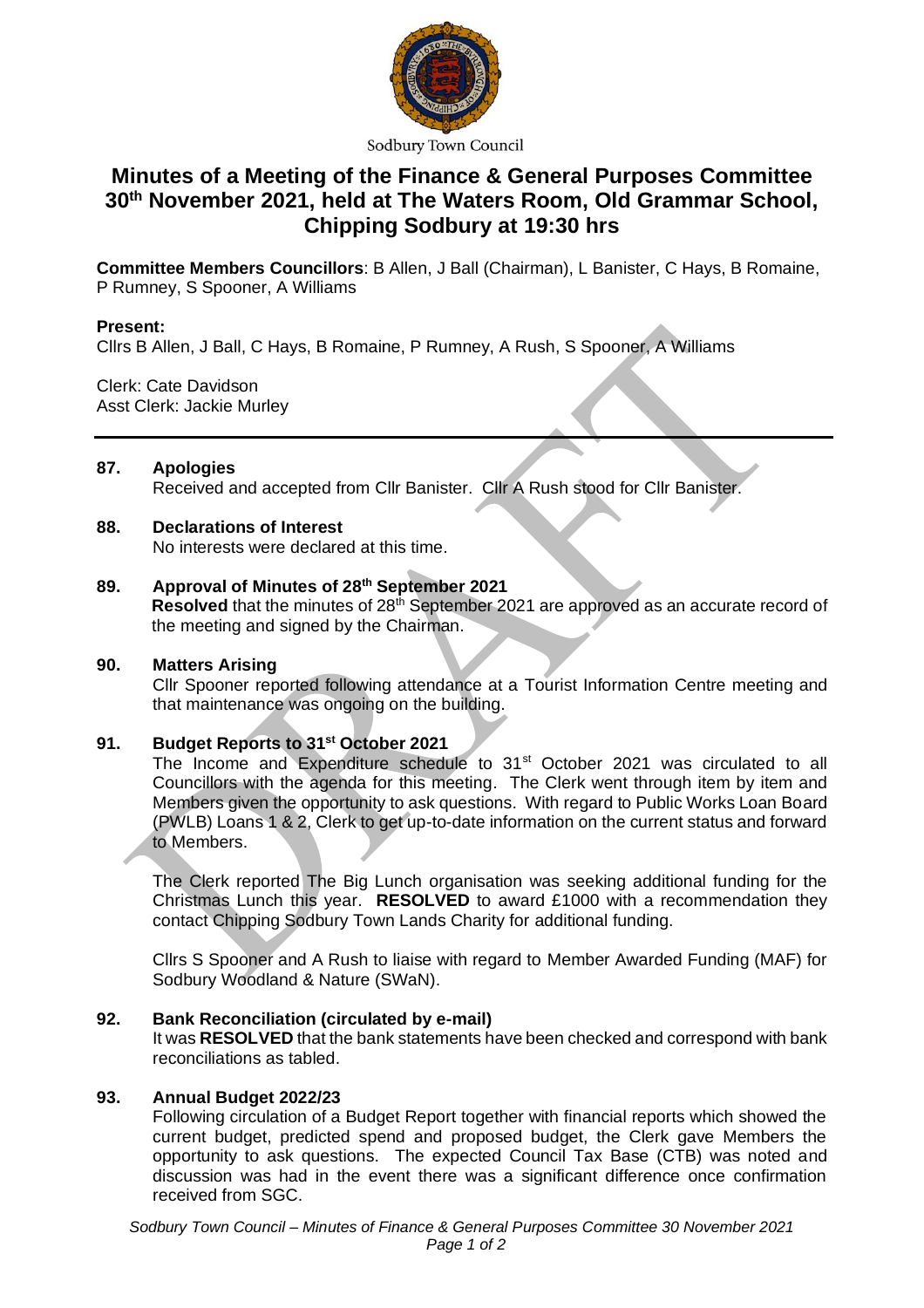Sodbury Town Council

# Minutes of a Meeting of the Finance & General Purposes Committee 30th November 2021, held at The Waters Room, Old Grammar School, Chipping Sodbury at 19:30 hrs

**Committee Members Councillors**: B Allen, J Ball (Chairman), L Banister, C Hays, B Romaine, P Rumney, S Spooner, A Williams

**Present:**
Cllrs B Allen, J Ball, C Hays, B Romaine, P Rumney, A Rush, S Spooner, A Williams

Clerk: Cate Davidson
Asst Clerk: Jackie Murley

---

**87. Apologies**
Received and accepted from Cllr Banister. Cllr A Rush stood for Cllr Banister.

**88. Declarations of Interest**
No interests were declared at this time.

**89. Approval of Minutes of 28th September 2021**
**Resolved** that the minutes of 28th September 2021 are approved as an accurate record of the meeting and signed by the Chairman.

**90. Matters Arising**
Cllr Spooner reported following attendance at a Tourist Information Centre meeting and that maintenance was ongoing on the building.

**91. Budget Reports to 31st October 2021**
The Income and Expenditure schedule to 31st October 2021 was circulated to all Councillors with the agenda for this meeting. The Clerk went through item by item and Members given the opportunity to ask questions. With regard to Public Works Loan Board (PWLB) Loans 1 & 2, Clerk to get up-to-date information on the current status and forward to Members.

The Clerk reported The Big Lunch organisation was seeking additional funding for the Christmas Lunch this year. **RESOLVED** to award £1000 with a recommendation they contact Chipping Sodbury Town Lands Charity for additional funding.

Cllrs S Spooner and A Rush to liaise with regard to Member Awarded Funding (MAF) for Sodbury Woodland & Nature (SWaN).

**92. Bank Reconciliation (circulated by e-mail)**
It was **RESOLVED** that the bank statements have been checked and correspond with bank reconciliations as tabled.

**93. Annual Budget 2022/23**
Following circulation of a Budget Report together with financial reports which showed the current budget, predicted spend and proposed budget, the Clerk gave Members the opportunity to ask questions. The expected Council Tax Base (CTB) was noted and discussion was had in the event there was a significant difference once confirmation received from SGC.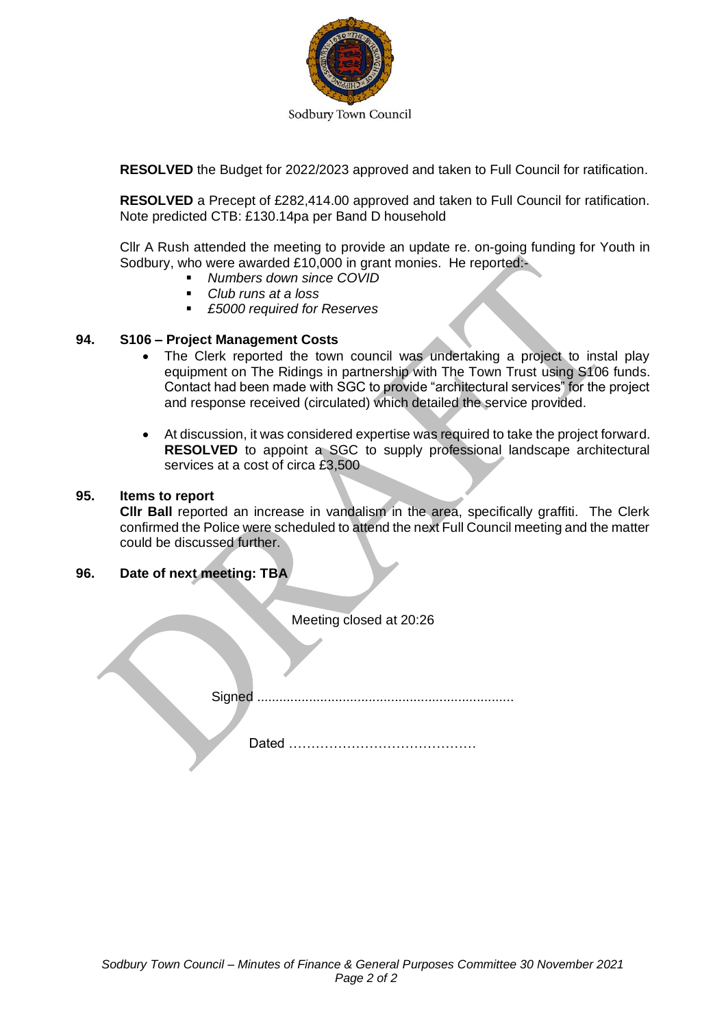Sodbury Town Council

**RESOLVED** the Budget for 2022/2023 approved and taken to Full Council for ratification.

**RESOLVED** a Precept of £282,414.00 approved and taken to Full Council for ratification. Note predicted CTB: £130.14pa per Band D household

Cllr A Rush attended the meeting to provide an update re. on-going funding for Youth in Sodbury, who were awarded £10,000 in grant monies. He reported:-

- *Numbers down since COVID*
- *Club runs at a loss*
- *£5000 required for Reserves*

**94. S106 – Project Management Costs**

- The Clerk reported the town council was undertaking a project to instal play equipment on The Ridings in partnership with The Town Trust using S106 funds. Contact had been made with SGC to provide "architectural services" for the project and response received (circulated) which detailed the service provided.
- At discussion, it was considered expertise was required to take the project forward. **RESOLVED** to appoint a SGC to supply professional landscape architectural services at a cost of circa £3,500

**95. Items to report**

**Cllr Ball** reported an increase in vandalism in the area, specifically graffiti. The Clerk confirmed the Police were scheduled to attend the next Full Council meeting and the matter could be discussed further.

**96. Date of next meeting: TBA**

Meeting closed at 20:26

Signed ......................................................................

Dated ……………………………………

*Sodbury Town Council – Minutes of Finance & General Purposes Committee 30 November 2021*